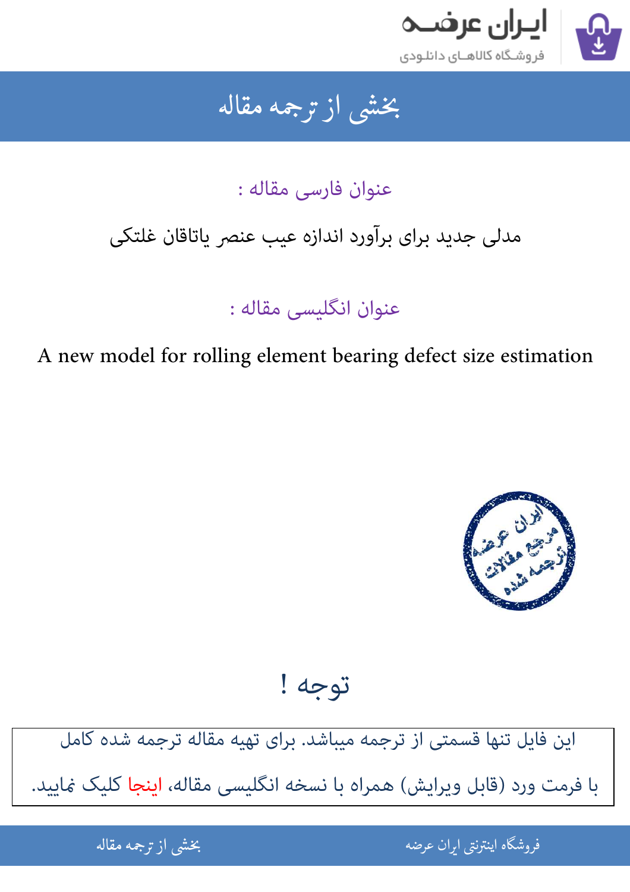# بخشی از ترجمه مقاله

عنوان فارسی مقاله :

مدلی جدید برای برآورد اندازه عیب عنصر یاتاقان غلتکی

عنوان انگلیسی مقاله :

A new model for rolling element bearing defect size estimation

## توجه !

این فایل تنها قسمتی از ترجمه میباشد. برای تهیه مقاله ترجمه شده کامل با فرمت ورد (قابل ویرایش) همراه با نسخه انگلیسی مقاله، اینجا کلیک نمایید.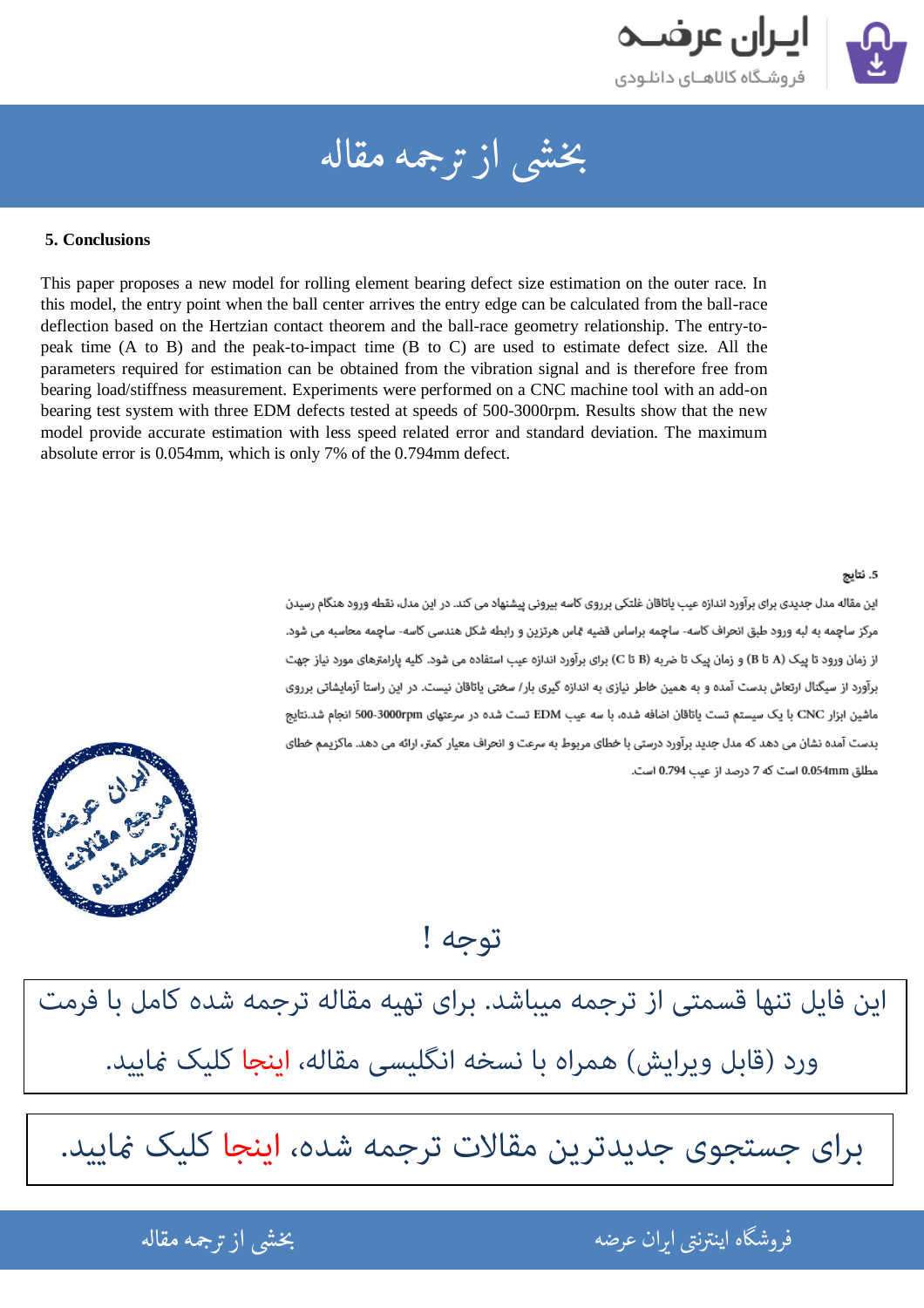# بخشی از ترجمه مقاله

**5. Conclusions**

This paper proposes a new model for rolling element bearing defect size estimation on the outer race. In this model, the entry point when the ball center arrives the entry edge can be calculated from the ball-race deflection based on the Hertzian contact theorem and the ball-race geometry relationship. The entry-to-peak time (A to B) and the peak-to-impact time (B to C) are used to estimate defect size. All the parameters required for estimation can be obtained from the vibration signal and is therefore free from bearing load/stiffness measurement. Experiments were performed on a CNC machine tool with an add-on bearing test system with three EDM defects tested at speeds of 500-3000rpm. Results show that the new model provide accurate estimation with less speed related error and standard deviation. The maximum absolute error is 0.054mm, which is only 7% of the 0.794mm defect.

**5. نتایج**

این مقاله مدل جدیدی برای برآورد اندازه عیب یاتاقان غلتکی برروی کاسه بیرونی پیشنهاد می کند. در این مدل، نقطه ورود هنگام رسیدن مرکز ساچمه به لبه ورود طبق انحراف کاسه- ساچمه براساس قضیه تماس هرتزین و رابطه شکل هندسی کاسه- ساچمه محاسبه می شود. از زمان ورود تا پیک (A تا B) و زمان پیک تا ضربه (B تا C) برای برآورد اندازه عیب استفاده می شود. کلیه پارامترهای مورد نیاز جهت برآورد از سیگنال ارتعاش بدست آمده و به همین خاطر نیازی به اندازه گیری بار/ سختی یاتاقان نیست. در این راستا آزمایشاتی برروی ماشین ابزار CNC با یک سیستم تست یاتاقان اضافه شده، با سه عیب EDM تست شده در سرعتهای 500-3000rpm انجام شد.نتایج بدست آمده نشان می دهد که مدل جدید برآورد درستی با خطای مربوط به سرعت و انحراف معیار کمتر، ارائه می دهد. ماکزیمم خطای مطلق 0.054mm است که 7 درصد از عیب 0.794 است.

توجه !

این فایل تنها قسمتی از ترجمه میباشد. برای تهیه مقاله ترجمه شده کامل با فرمت ورد (قابل ویرایش) همراه با نسخه انگلیسی مقاله، اینجا کلیک نمایید.

برای جستجوی جدیدترین مقالات ترجمه شده، اینجا کلیک نمایید.